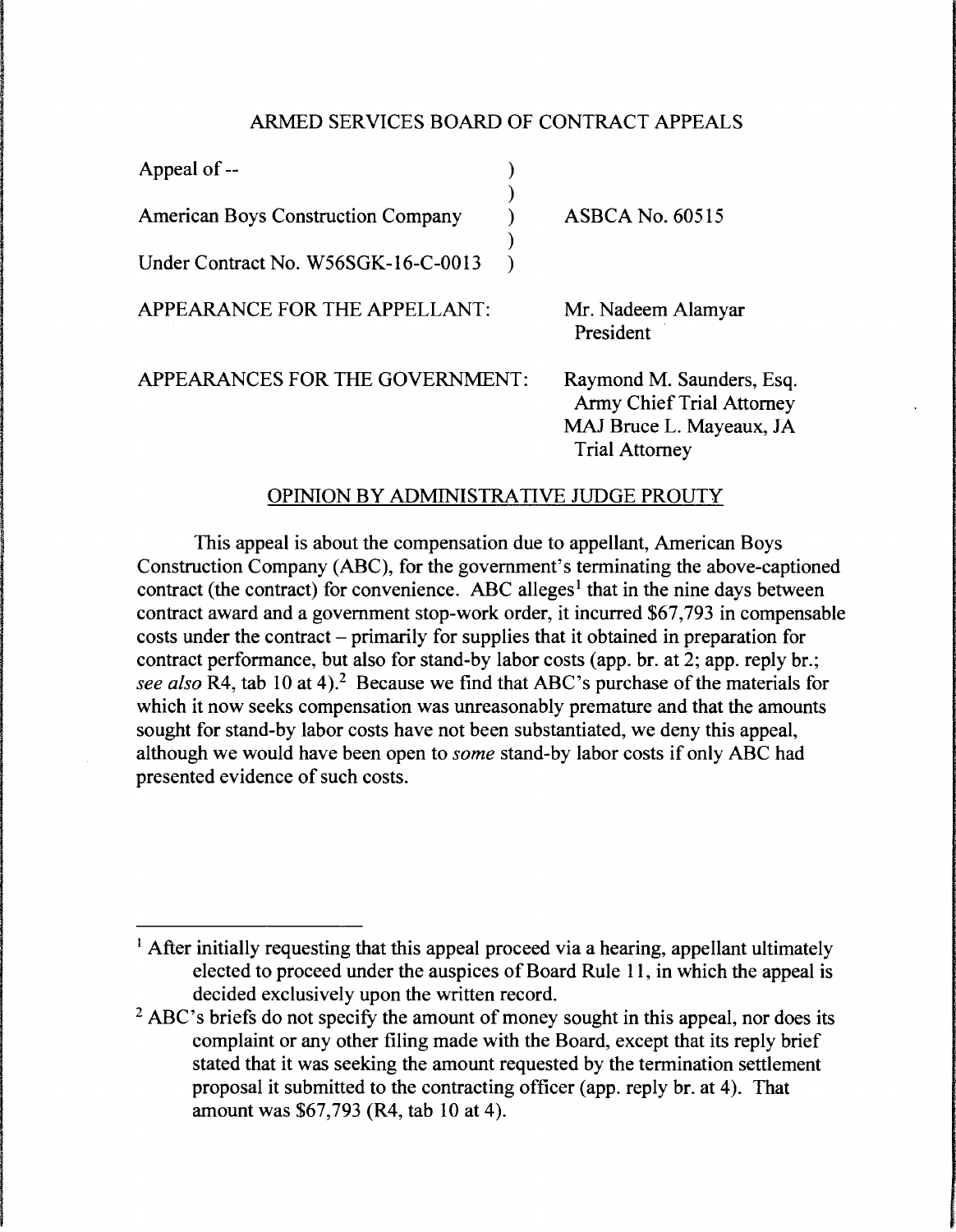ARMED SERVICES BOARD OF CONTRACT APPEALS

| | | |
|---|---|---|
| Appeal of -- | ) | |
| | ) | |
| American Boys Construction Company | ) | ASBCA No. 60515 |
| | ) | |
| Under Contract No. W56SGK-16-C-0013 | ) | |

APPEARANCE FOR THE APPELLANT: Mr. Nadeem Alamyar
President

APPEARANCES FOR THE GOVERNMENT: Raymond M. Saunders, Esq.
Army Chief Trial Attorney
MAJ Bruce L. Mayeaux, JA
Trial Attorney

OPINION BY ADMINISTRATIVE JUDGE PROUTY

This appeal is about the compensation due to appellant, American Boys Construction Company (ABC), for the government's terminating the above-captioned contract (the contract) for convenience. ABC alleges[1] that in the nine days between contract award and a government stop-work order, it incurred $67,793 in compensable costs under the contract – primarily for supplies that it obtained in preparation for contract performance, but also for stand-by labor costs (app. br. at 2; app. reply br.; *see also* R4, tab 10 at 4).[2] Because we find that ABC's purchase of the materials for which it now seeks compensation was unreasonably premature and that the amounts sought for stand-by labor costs have not been substantiated, we deny this appeal, although we would have been open to *some* stand-by labor costs if only ABC had presented evidence of such costs.

---

[1] After initially requesting that this appeal proceed via a hearing, appellant ultimately elected to proceed under the auspices of Board Rule 11, in which the appeal is decided exclusively upon the written record.

[2] ABC's briefs do not specify the amount of money sought in this appeal, nor does its complaint or any other filing made with the Board, except that its reply brief stated that it was seeking the amount requested by the termination settlement proposal it submitted to the contracting officer (app. reply br. at 4). That amount was $67,793 (R4, tab 10 at 4).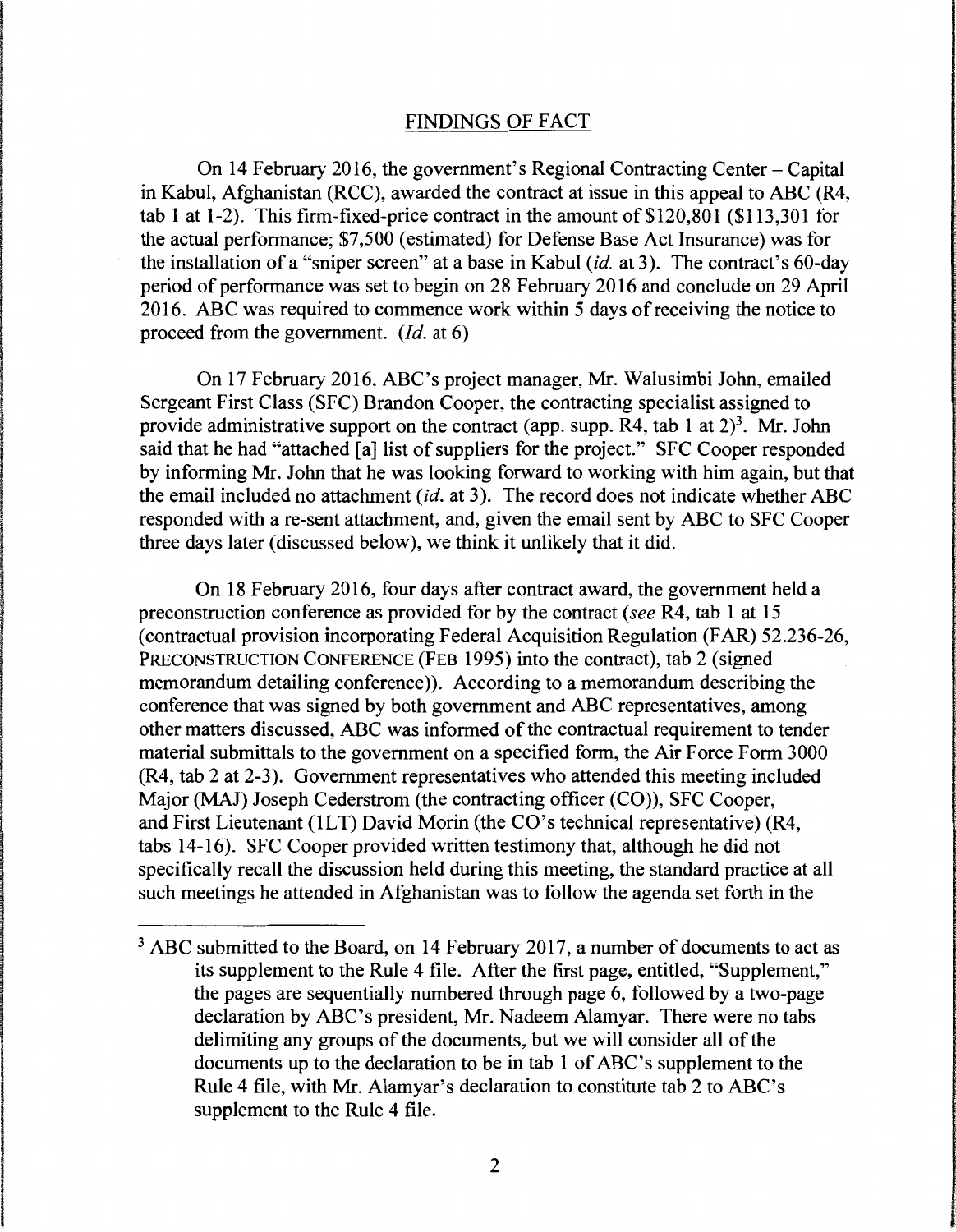## FINDINGS OF FACT

On 14 February 2016, the government's Regional Contracting Center – Capital in Kabul, Afghanistan (RCC), awarded the contract at issue in this appeal to ABC (R4, tab 1 at 1-2). This firm-fixed-price contract in the amount of $120,801 ($113,301 for the actual performance; $7,500 (estimated) for Defense Base Act Insurance) was for the installation of a "sniper screen" at a base in Kabul (*id.* at 3). The contract's 60-day period of performance was set to begin on 28 February 2016 and conclude on 29 April 2016. ABC was required to commence work within 5 days of receiving the notice to proceed from the government. (*Id.* at 6)

On 17 February 2016, ABC's project manager, Mr. Walusimbi John, emailed Sergeant First Class (SFC) Brandon Cooper, the contracting specialist assigned to provide administrative support on the contract (app. supp. R4, tab 1 at 2)[3]. Mr. John said that he had "attached [a] list of suppliers for the project." SFC Cooper responded by informing Mr. John that he was looking forward to working with him again, but that the email included no attachment (*id.* at 3). The record does not indicate whether ABC responded with a re-sent attachment, and, given the email sent by ABC to SFC Cooper three days later (discussed below), we think it unlikely that it did.

On 18 February 2016, four days after contract award, the government held a preconstruction conference as provided for by the contract (*see* R4, tab 1 at 15 (contractual provision incorporating Federal Acquisition Regulation (FAR) 52.236-26, PRECONSTRUCTION CONFERENCE (FEB 1995) into the contract), tab 2 (signed memorandum detailing conference)). According to a memorandum describing the conference that was signed by both government and ABC representatives, among other matters discussed, ABC was informed of the contractual requirement to tender material submittals to the government on a specified form, the Air Force Form 3000 (R4, tab 2 at 2-3). Government representatives who attended this meeting included Major (MAJ) Joseph Cederstrom (the contracting officer (CO)), SFC Cooper, and First Lieutenant (1LT) David Morin (the CO's technical representative) (R4, tabs 14-16). SFC Cooper provided written testimony that, although he did not specifically recall the discussion held during this meeting, the standard practice at all such meetings he attended in Afghanistan was to follow the agenda set forth in the

---

[3] ABC submitted to the Board, on 14 February 2017, a number of documents to act as its supplement to the Rule 4 file. After the first page, entitled, "Supplement," the pages are sequentially numbered through page 6, followed by a two-page declaration by ABC's president, Mr. Nadeem Alamyar. There were no tabs delimiting any groups of the documents, but we will consider all of the documents up to the declaration to be in tab 1 of ABC's supplement to the Rule 4 file, with Mr. Alamyar's declaration to constitute tab 2 to ABC's supplement to the Rule 4 file.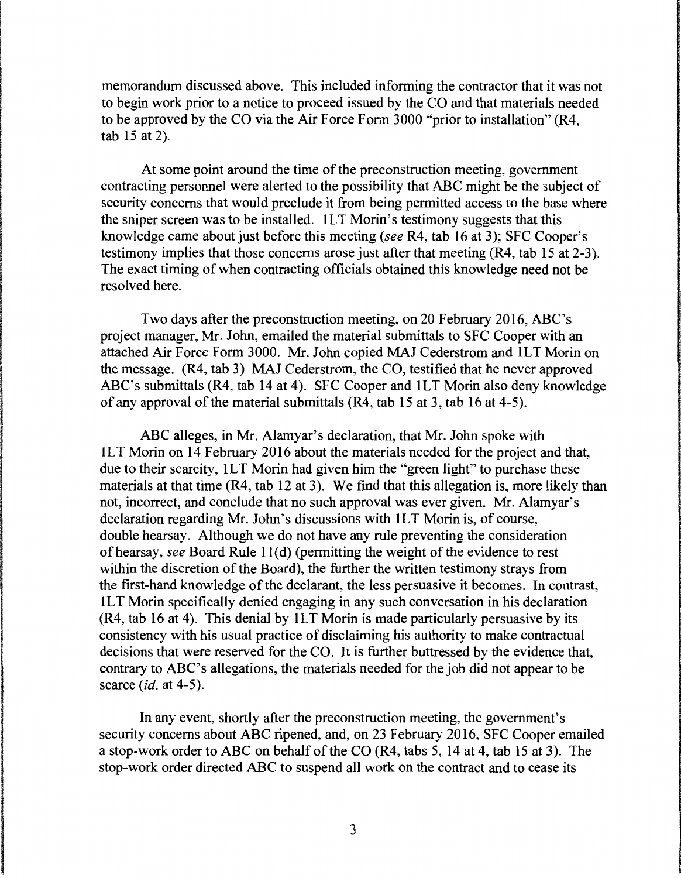memorandum discussed above. This included informing the contractor that it was not to begin work prior to a notice to proceed issued by the CO and that materials needed to be approved by the CO via the Air Force Form 3000 "prior to installation" (R4, tab 15 at 2).

At some point around the time of the preconstruction meeting, government contracting personnel were alerted to the possibility that ABC might be the subject of security concerns that would preclude it from being permitted access to the base where the sniper screen was to be installed. 1LT Morin's testimony suggests that this knowledge came about just before this meeting (*see* R4, tab 16 at 3); SFC Cooper's testimony implies that those concerns arose just after that meeting (R4, tab 15 at 2-3). The exact timing of when contracting officials obtained this knowledge need not be resolved here.

Two days after the preconstruction meeting, on 20 February 2016, ABC's project manager, Mr. John, emailed the material submittals to SFC Cooper with an attached Air Force Form 3000. Mr. John copied MAJ Cederstrom and 1LT Morin on the message. (R4, tab 3) MAJ Cederstrom, the CO, testified that he never approved ABC's submittals (R4, tab 14 at 4). SFC Cooper and 1LT Morin also deny knowledge of any approval of the material submittals (R4, tab 15 at 3, tab 16 at 4-5).

ABC alleges, in Mr. Alamyar's declaration, that Mr. John spoke with 1LT Morin on 14 February 2016 about the materials needed for the project and that, due to their scarcity, 1LT Morin had given him the "green light" to purchase these materials at that time (R4, tab 12 at 3). We find that this allegation is, more likely than not, incorrect, and conclude that no such approval was ever given. Mr. Alamyar's declaration regarding Mr. John's discussions with 1LT Morin is, of course, double hearsay. Although we do not have any rule preventing the consideration of hearsay, *see* Board Rule 11(d) (permitting the weight of the evidence to rest within the discretion of the Board), the further the written testimony strays from the first-hand knowledge of the declarant, the less persuasive it becomes. In contrast, 1LT Morin specifically denied engaging in any such conversation in his declaration (R4, tab 16 at 4). This denial by 1LT Morin is made particularly persuasive by its consistency with his usual practice of disclaiming his authority to make contractual decisions that were reserved for the CO. It is further buttressed by the evidence that, contrary to ABC's allegations, the materials needed for the job did not appear to be scarce (*id.* at 4-5).

In any event, shortly after the preconstruction meeting, the government's security concerns about ABC ripened, and, on 23 February 2016, SFC Cooper emailed a stop-work order to ABC on behalf of the CO (R4, tabs 5, 14 at 4, tab 15 at 3). The stop-work order directed ABC to suspend all work on the contract and to cease its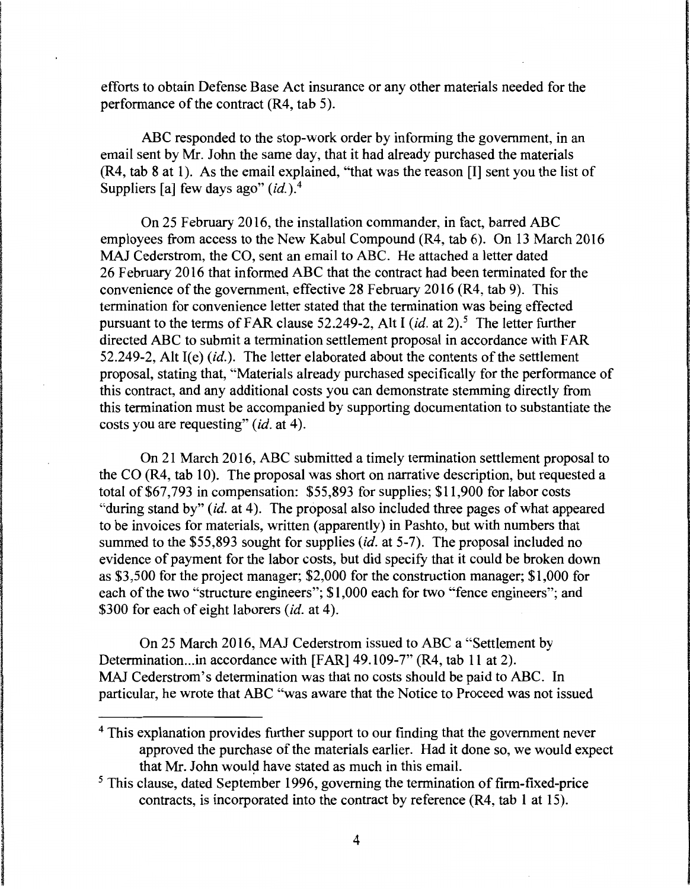efforts to obtain Defense Base Act insurance or any other materials needed for the performance of the contract (R4, tab 5).

ABC responded to the stop-work order by informing the government, in an email sent by Mr. John the same day, that it had already purchased the materials (R4, tab 8 at 1). As the email explained, "that was the reason [I] sent you the list of Suppliers [a] few days ago" (*id.*).[4]

On 25 February 2016, the installation commander, in fact, barred ABC employees from access to the New Kabul Compound (R4, tab 6). On 13 March 2016 MAJ Cederstrom, the CO, sent an email to ABC. He attached a letter dated 26 February 2016 that informed ABC that the contract had been terminated for the convenience of the government, effective 28 February 2016 (R4, tab 9). This termination for convenience letter stated that the termination was being effected pursuant to the terms of FAR clause 52.249-2, Alt I (*id.* at 2).[5] The letter further directed ABC to submit a termination settlement proposal in accordance with FAR 52.249-2, Alt I(e) (*id.*). The letter elaborated about the contents of the settlement proposal, stating that, "Materials already purchased specifically for the performance of this contract, and any additional costs you can demonstrate stemming directly from this termination must be accompanied by supporting documentation to substantiate the costs you are requesting" (*id.* at 4).

On 21 March 2016, ABC submitted a timely termination settlement proposal to the CO (R4, tab 10). The proposal was short on narrative description, but requested a total of $67,793 in compensation: $55,893 for supplies; $11,900 for labor costs "during stand by" (*id.* at 4). The proposal also included three pages of what appeared to be invoices for materials, written (apparently) in Pashto, but with numbers that summed to the $55,893 sought for supplies (*id.* at 5-7). The proposal included no evidence of payment for the labor costs, but did specify that it could be broken down as $3,500 for the project manager; $2,000 for the construction manager; $1,000 for each of the two "structure engineers"; $1,000 each for two "fence engineers"; and $300 for each of eight laborers (*id.* at 4).

On 25 March 2016, MAJ Cederstrom issued to ABC a "Settlement by Determination...in accordance with [FAR] 49.109-7" (R4, tab 11 at 2). MAJ Cederstrom's determination was that no costs should be paid to ABC. In particular, he wrote that ABC "was aware that the Notice to Proceed was not issued

---

[4] This explanation provides further support to our finding that the government never approved the purchase of the materials earlier. Had it done so, we would expect that Mr. John would have stated as much in this email.

[5] This clause, dated September 1996, governing the termination of firm-fixed-price contracts, is incorporated into the contract by reference (R4, tab 1 at 15).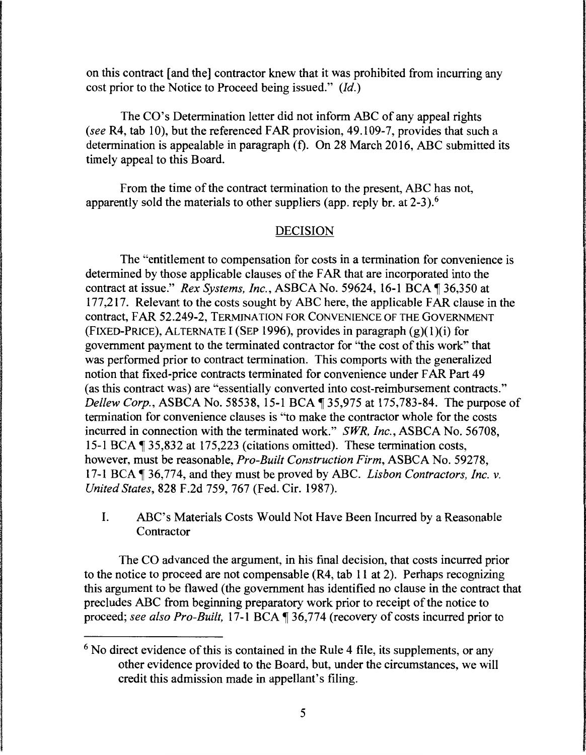on this contract [and the] contractor knew that it was prohibited from incurring any cost prior to the Notice to Proceed being issued." (*Id.*)

The CO's Determination letter did not inform ABC of any appeal rights (*see* R4, tab 10), but the referenced FAR provision, 49.109-7, provides that such a determination is appealable in paragraph (f). On 28 March 2016, ABC submitted its timely appeal to this Board.

From the time of the contract termination to the present, ABC has not, apparently sold the materials to other suppliers (app. reply br. at 2-3).[6]

## DECISION

The "entitlement to compensation for costs in a termination for convenience is determined by those applicable clauses of the FAR that are incorporated into the contract at issue." *Rex Systems, Inc.*, ASBCA No. 59624, 16-1 BCA ¶ 36,350 at 177,217. Relevant to the costs sought by ABC here, the applicable FAR clause in the contract, FAR 52.249-2, TERMINATION FOR CONVENIENCE OF THE GOVERNMENT (FIXED-PRICE), ALTERNATE I (SEP 1996), provides in paragraph (g)(1)(i) for government payment to the terminated contractor for "the cost of this work" that was performed prior to contract termination. This comports with the generalized notion that fixed-price contracts terminated for convenience under FAR Part 49 (as this contract was) are "essentially converted into cost-reimbursement contracts." *Dellew Corp.*, ASBCA No. 58538, 15-1 BCA ¶ 35,975 at 175,783-84. The purpose of termination for convenience clauses is "to make the contractor whole for the costs incurred in connection with the terminated work." *SWR, Inc.*, ASBCA No. 56708, 15-1 BCA ¶ 35,832 at 175,223 (citations omitted). These termination costs, however, must be reasonable, *Pro-Built Construction Firm*, ASBCA No. 59278, 17-1 BCA ¶ 36,774, and they must be proved by ABC. *Lisbon Contractors, Inc. v. United States*, 828 F.2d 759, 767 (Fed. Cir. 1987).

I. ABC's Materials Costs Would Not Have Been Incurred by a Reasonable Contractor

The CO advanced the argument, in his final decision, that costs incurred prior to the notice to proceed are not compensable (R4, tab 11 at 2). Perhaps recognizing this argument to be flawed (the government has identified no clause in the contract that precludes ABC from beginning preparatory work prior to receipt of the notice to proceed; *see also Pro-Built*, 17-1 BCA ¶ 36,774 (recovery of costs incurred prior to

---

[6] No direct evidence of this is contained in the Rule 4 file, its supplements, or any other evidence provided to the Board, but, under the circumstances, we will credit this admission made in appellant's filing.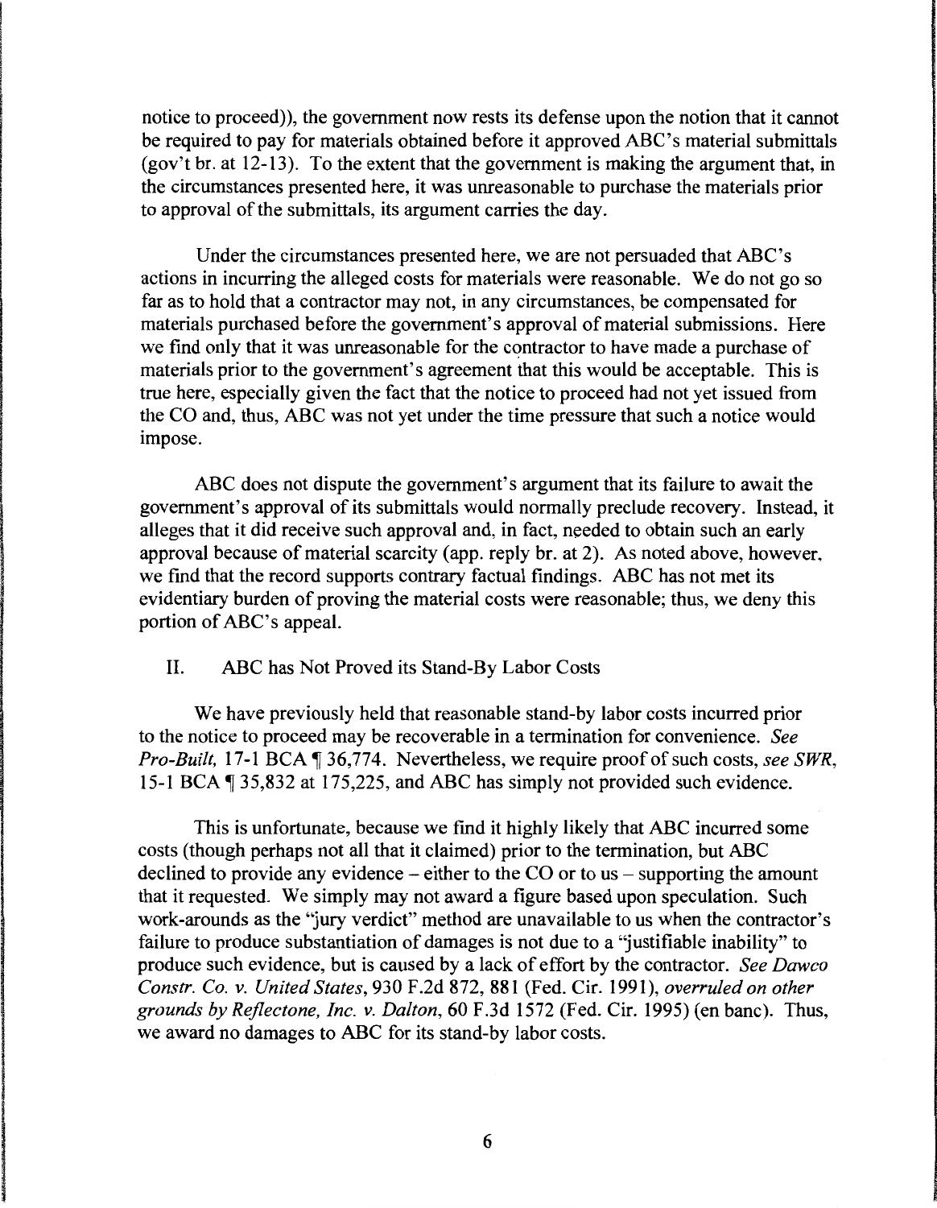notice to proceed)), the government now rests its defense upon the notion that it cannot be required to pay for materials obtained before it approved ABC's material submittals (gov't br. at 12-13). To the extent that the government is making the argument that, in the circumstances presented here, it was unreasonable to purchase the materials prior to approval of the submittals, its argument carries the day.

Under the circumstances presented here, we are not persuaded that ABC's actions in incurring the alleged costs for materials were reasonable. We do not go so far as to hold that a contractor may not, in any circumstances, be compensated for materials purchased before the government's approval of material submissions. Here we find only that it was unreasonable for the contractor to have made a purchase of materials prior to the government's agreement that this would be acceptable. This is true here, especially given the fact that the notice to proceed had not yet issued from the CO and, thus, ABC was not yet under the time pressure that such a notice would impose.

ABC does not dispute the government's argument that its failure to await the government's approval of its submittals would normally preclude recovery. Instead, it alleges that it did receive such approval and, in fact, needed to obtain such an early approval because of material scarcity (app. reply br. at 2). As noted above, however, we find that the record supports contrary factual findings. ABC has not met its evidentiary burden of proving the material costs were reasonable; thus, we deny this portion of ABC's appeal.

## II. ABC has Not Proved its Stand-By Labor Costs

We have previously held that reasonable stand-by labor costs incurred prior to the notice to proceed may be recoverable in a termination for convenience. *See Pro-Built,* 17-1 BCA ¶ 36,774. Nevertheless, we require proof of such costs, *see SWR,* 15-1 BCA ¶ 35,832 at 175,225, and ABC has simply not provided such evidence.

This is unfortunate, because we find it highly likely that ABC incurred some costs (though perhaps not all that it claimed) prior to the termination, but ABC declined to provide any evidence – either to the CO or to us – supporting the amount that it requested. We simply may not award a figure based upon speculation. Such work-arounds as the "jury verdict" method are unavailable to us when the contractor's failure to produce substantiation of damages is not due to a "justifiable inability" to produce such evidence, but is caused by a lack of effort by the contractor. *See Dawco Constr. Co. v. United States,* 930 F.2d 872, 881 (Fed. Cir. 1991), *overruled on other grounds by Reflectone, Inc. v. Dalton,* 60 F.3d 1572 (Fed. Cir. 1995) (en banc). Thus, we award no damages to ABC for its stand-by labor costs.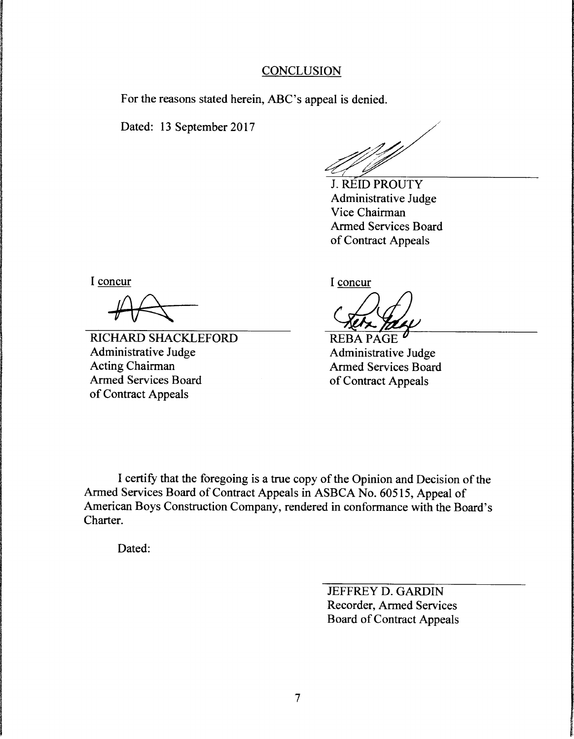## CONCLUSION

For the reasons stated herein, ABC's appeal is denied.

Dated: 13 September 2017

J. REID PROUTY
Administrative Judge
Vice Chairman
Armed Services Board
of Contract Appeals

I concur

RICHARD SHACKLEFORD
Administrative Judge
Acting Chairman
Armed Services Board
of Contract Appeals

I concur

REBA PAGE
Administrative Judge
Armed Services Board
of Contract Appeals

I certify that the foregoing is a true copy of the Opinion and Decision of the Armed Services Board of Contract Appeals in ASBCA No. 60515, Appeal of American Boys Construction Company, rendered in conformance with the Board's Charter.

Dated:

JEFFREY D. GARDIN
Recorder, Armed Services
Board of Contract Appeals